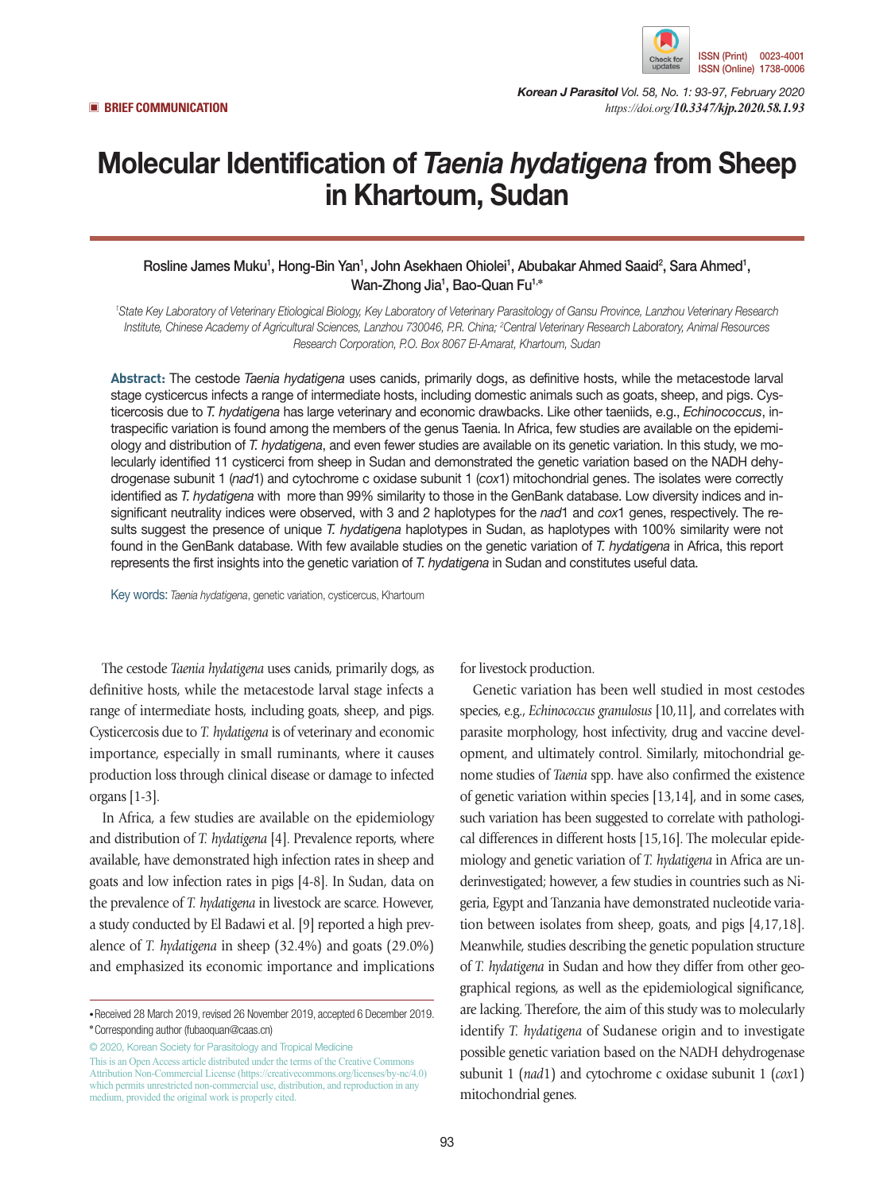BRIEF COMMUNICATION

# Molecular Identification of *Taenia hydatigena* from Sheep in Khartoum, Sudan

Rosline James Muku[1], Hong-Bin Yan[1], John Asekhaen Ohiolei[1], Abubakar Ahmed Saaid[2], Sara Ahmed[1], Wan-Zhong Jia[1], Bao-Quan Fu[1,*]

[1]*State Key Laboratory of Veterinary Etiological Biology, Key Laboratory of Veterinary Parasitology of Gansu Province, Lanzhou Veterinary Research Institute, Chinese Academy of Agricultural Sciences, Lanzhou 730046, P.R. China;* [2]*Central Veterinary Research Laboratory, Animal Resources Research Corporation, P.O. Box 8067 El-Amarat, Khartoum, Sudan*

**Abstract:** The cestode *Taenia hydatigena* uses canids, primarily dogs, as definitive hosts, while the metacestode larval stage cysticercus infects a range of intermediate hosts, including domestic animals such as goats, sheep, and pigs. Cysticercosis due to *T. hydatigena* has large veterinary and economic drawbacks. Like other taeniids, e.g., *Echinococcus*, intraspecific variation is found among the members of the genus Taenia. In Africa, few studies are available on the epidemiology and distribution of *T. hydatigena*, and even fewer studies are available on its genetic variation. In this study, we molecularly identified 11 cysticerci from sheep in Sudan and demonstrated the genetic variation based on the NADH dehydrogenase subunit 1 (*nad*1) and cytochrome c oxidase subunit 1 (*cox*1) mitochondrial genes. The isolates were correctly identified as *T. hydatigena* with more than 99% similarity to those in the GenBank database. Low diversity indices and insignificant neutrality indices were observed, with 3 and 2 haplotypes for the *nad*1 and *cox*1 genes, respectively. The results suggest the presence of unique *T. hydatigena* haplotypes in Sudan, as haplotypes with 100% similarity were not found in the GenBank database. With few available studies on the genetic variation of *T. hydatigena* in Africa, this report represents the first insights into the genetic variation of *T. hydatigena* in Sudan and constitutes useful data.

Key words: *Taenia hydatigena*, genetic variation, cysticercus, Khartoum

The cestode *Taenia hydatigena* uses canids, primarily dogs, as definitive hosts, while the metacestode larval stage infects a range of intermediate hosts, including goats, sheep, and pigs. Cysticercosis due to *T. hydatigena* is of veterinary and economic importance, especially in small ruminants, where it causes production loss through clinical disease or damage to infected organs [1-3].

In Africa, a few studies are available on the epidemiology and distribution of *T. hydatigena* [4]. Prevalence reports, where available, have demonstrated high infection rates in sheep and goats and low infection rates in pigs [4-8]. In Sudan, data on the prevalence of *T. hydatigena* in livestock are scarce. However, a study conducted by El Badawi et al. [9] reported a high prevalence of *T. hydatigena* in sheep (32.4%) and goats (29.0%) and emphasized its economic importance and implications for livestock production.

Genetic variation has been well studied in most cestodes species, e.g., *Echinococcus granulosus* [10,11], and correlates with parasite morphology, host infectivity, drug and vaccine development, and ultimately control. Similarly, mitochondrial genome studies of *Taenia* spp. have also confirmed the existence of genetic variation within species [13,14], and in some cases, such variation has been suggested to correlate with pathological differences in different hosts [15,16]. The molecular epidemiology and genetic variation of *T. hydatigena* in Africa are underinvestigated; however, a few studies in countries such as Nigeria, Egypt and Tanzania have demonstrated nucleotide variation between isolates from sheep, goats, and pigs [4,17,18]. Meanwhile, studies describing the genetic population structure of *T. hydatigena* in Sudan and how they differ from other geographical regions, as well as the epidemiological significance, are lacking. Therefore, the aim of this study was to molecularly identify *T. hydatigena* of Sudanese origin and to investigate possible genetic variation based on the NADH dehydrogenase subunit 1 (*nad*1) and cytochrome c oxidase subunit 1 (*cox*1) mitochondrial genes.

• Received 28 March 2019, revised 26 November 2019, accepted 6 December 2019.
\* Corresponding author (fubaoquan@caas.cn)

© 2020, Korean Society for Parasitology and Tropical Medicine
This is an Open Access article distributed under the terms of the Creative Commons Attribution Non-Commercial License (https://creativecommons.org/licenses/by-nc/4.0) which permits unrestricted non-commercial use, distribution, and reproduction in any medium, provided the original work is properly cited.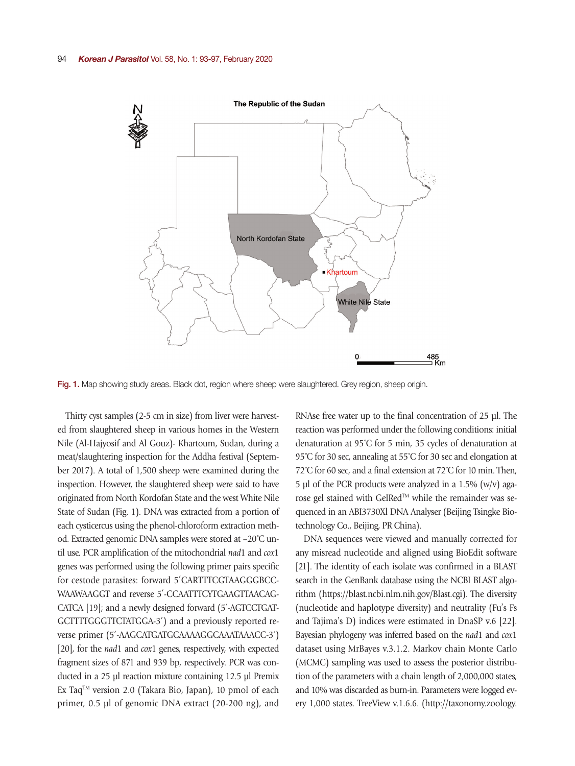Fig. 1. Map showing study areas. Black dot, region where sheep were slaughtered. Grey region, sheep origin.

Thirty cyst samples (2-5 cm in size) from liver were harvested from slaughtered sheep in various homes in the Western Nile (Al-Hajyosif and Al Gouz)- Khartoum, Sudan, during a meat/slaughtering inspection for the Addha festival (September 2017). A total of 1,500 sheep were examined during the inspection. However, the slaughtered sheep were said to have originated from North Kordofan State and the west White Nile State of Sudan (Fig. 1). DNA was extracted from a portion of each cysticercus using the phenol-chloroform extraction method. Extracted genomic DNA samples were stored at –20˚C until use. PCR amplification of the mitochondrial *nad*1 and *cox*1 genes was performed using the following primer pairs specific for cestode parasites: forward 5′CARTTTCGTAAGGGBCCWAAWAAGGT and reverse 5′-CCAATTTCYTGAAGTTAACAGCATCA [19]; and a newly designed forward (5′-AGTCCTGATGCTTTTGGGTTCTATGGA-3′) and a previously reported reverse primer (5′-AAGCATGATGCAAAAGGCAAATAAACC-3′) [20], for the *nad*1 and *cox*1 genes, respectively, with expected fragment sizes of 871 and 939 bp, respectively. PCR was conducted in a 25 µl reaction mixture containing 12.5 µl Premix Ex Taq™ version 2.0 (Takara Bio, Japan), 10 pmol of each primer, 0.5 µl of genomic DNA extract (20-200 ng), and RNAse free water up to the final concentration of 25 µl. The reaction was performed under the following conditions: initial denaturation at 95˚C for 5 min, 35 cycles of denaturation at 95˚C for 30 sec, annealing at 55˚C for 30 sec and elongation at 72˚C for 60 sec, and a final extension at 72˚C for 10 min. Then, 5 µl of the PCR products were analyzed in a 1.5% (w/v) agarose gel stained with GelRed™ while the remainder was sequenced in an ABI3730Xl DNA Analyser (Beijing Tsingke Biotechnology Co., Beijing, PR China).

DNA sequences were viewed and manually corrected for any misread nucleotide and aligned using BioEdit software [21]. The identity of each isolate was confirmed in a BLAST search in the GenBank database using the NCBI BLAST algorithm (https://blast.ncbi.nlm.nih.gov/Blast.cgi). The diversity (nucleotide and haplotype diversity) and neutrality (Fu's Fs and Tajima's D) indices were estimated in DnaSP v.6 [22]. Bayesian phylogeny was inferred based on the *nad*1 and *cox*1 dataset using MrBayes v.3.1.2. Markov chain Monte Carlo (MCMC) sampling was used to assess the posterior distribution of the parameters with a chain length of 2,000,000 states, and 10% was discarded as burn-in. Parameters were logged every 1,000 states. TreeView v.1.6.6. (http://taxonomy.zoology.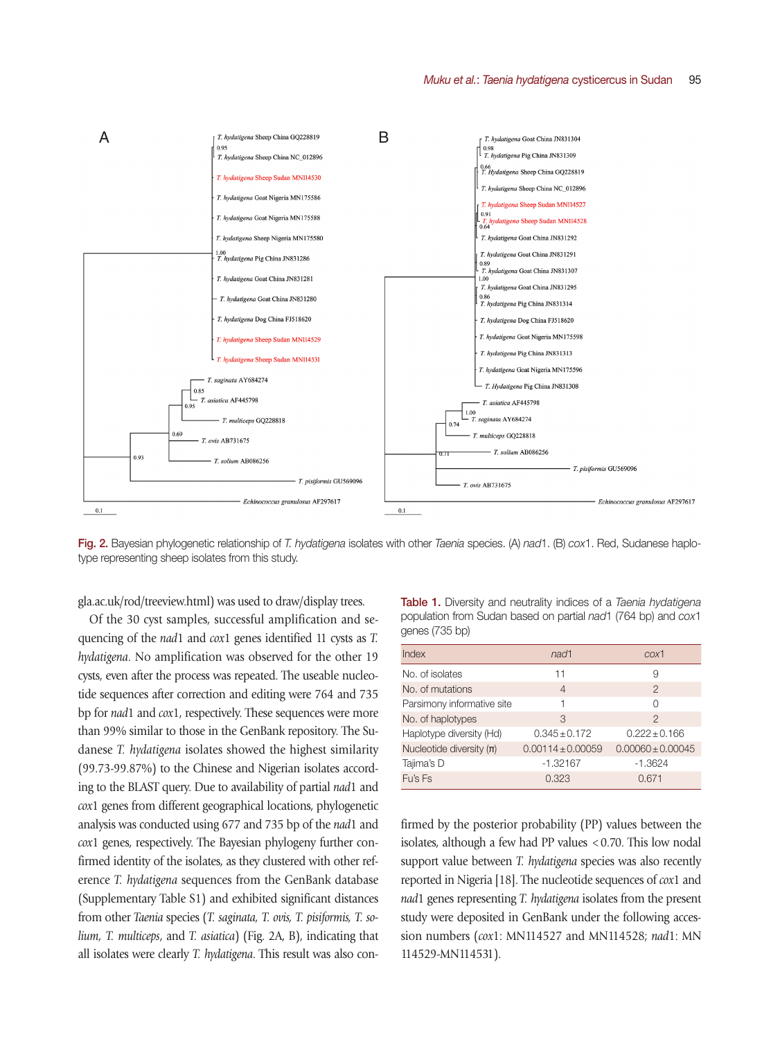Fig. 2. Bayesian phylogenetic relationship of *T. hydatigena* isolates with other *Taenia* species. (A) *nad*1. (B) *cox*1. Red, Sudanese haplotype representing sheep isolates from this study.

gla.ac.uk/rod/treeview.html) was used to draw/display trees.

Of the 30 cyst samples, successful amplification and sequencing of the *nad*1 and *cox*1 genes identified 11 cysts as *T. hydatigena*. No amplification was observed for the other 19 cysts, even after the process was repeated. The useable nucleotide sequences after correction and editing were 764 and 735 bp for *nad*1 and *cox*1, respectively. These sequences were more than 99% similar to those in the GenBank repository. The Sudanese *T. hydatigena* isolates showed the highest similarity (99.73-99.87%) to the Chinese and Nigerian isolates according to the BLAST query. Due to availability of partial *nad*1 and *cox*1 genes from different geographical locations, phylogenetic analysis was conducted using 677 and 735 bp of the *nad*1 and *cox*1 genes, respectively. The Bayesian phylogeny further confirmed identity of the isolates, as they clustered with other reference *T. hydatigena* sequences from the GenBank database (Supplementary Table S1) and exhibited significant distances from other *Taenia* species (*T. saginata, T. ovis, T. pisiformis, T. solium, T. multiceps,* and *T. asiatica*) (Fig. 2A, B), indicating that all isolates were clearly *T. hydatigena*. This result was also confirmed by the posterior probability (PP) values between the isolates, although a few had PP values <0.70. This low nodal support value between *T. hydatigena* species was also recently reported in Nigeria [18]. The nucleotide sequences of *cox*1 and *nad*1 genes representing *T. hydatigena* isolates from the present study were deposited in GenBank under the following accession numbers (*cox*1: MN114527 and MN114528; *nad*1: MN 114529-MN114531).

Table 1. Diversity and neutrality indices of a *Taenia hydatigena* population from Sudan based on partial *nad*1 (764 bp) and *cox*1 genes (735 bp)

| Index | *nad*1 | *cox*1 |
|---|---|---|
| No. of isolates | 11 | 9 |
| No. of mutations | 4 | 2 |
| Parsimony informative site | 1 | 0 |
| No. of haplotypes | 3 | 2 |
| Haplotype diversity (Hd) | 0.345±0.172 | 0.222±0.166 |
| Nucleotide diversity (π) | 0.00114±0.00059 | 0.00060±0.00045 |
| Tajima's D | -1.32167 | -1.3624 |
| Fu's Fs | 0.323 | 0.671 |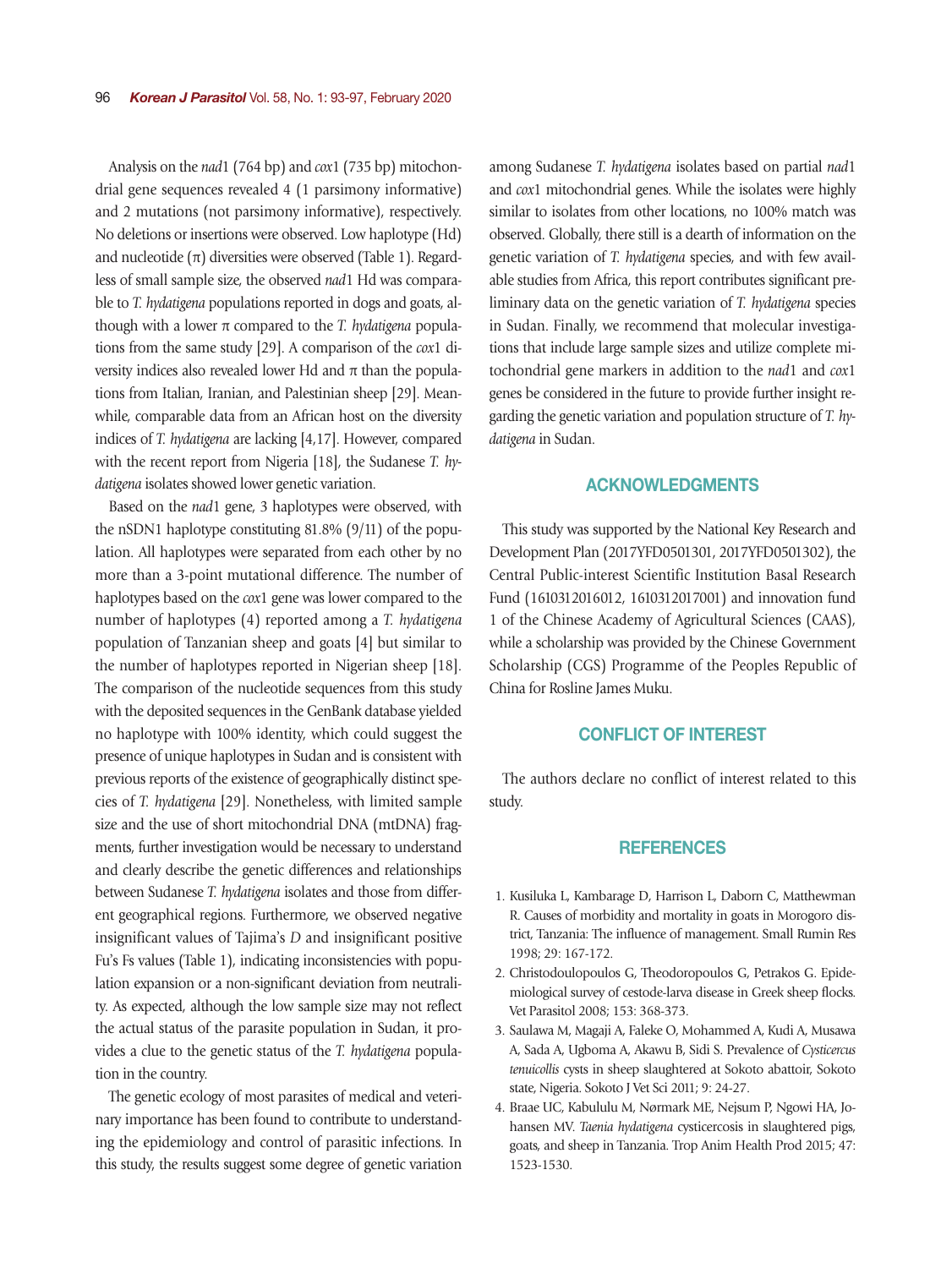Analysis on the *nad*1 (764 bp) and *cox*1 (735 bp) mitochondrial gene sequences revealed 4 (1 parsimony informative) and 2 mutations (not parsimony informative), respectively. No deletions or insertions were observed. Low haplotype (Hd) and nucleotide (π) diversities were observed (Table 1). Regardless of small sample size, the observed *nad*1 Hd was comparable to *T. hydatigena* populations reported in dogs and goats, although with a lower π compared to the *T. hydatigena* populations from the same study [29]. A comparison of the *cox*1 diversity indices also revealed lower Hd and π than the populations from Italian, Iranian, and Palestinian sheep [29]. Meanwhile, comparable data from an African host on the diversity indices of *T. hydatigena* are lacking [4,17]. However, compared with the recent report from Nigeria [18], the Sudanese *T. hydatigena* isolates showed lower genetic variation.

Based on the *nad*1 gene, 3 haplotypes were observed, with the nSDN1 haplotype constituting 81.8% (9/11) of the population. All haplotypes were separated from each other by no more than a 3-point mutational difference. The number of haplotypes based on the *cox*1 gene was lower compared to the number of haplotypes (4) reported among a *T. hydatigena* population of Tanzanian sheep and goats [4] but similar to the number of haplotypes reported in Nigerian sheep [18]. The comparison of the nucleotide sequences from this study with the deposited sequences in the GenBank database yielded no haplotype with 100% identity, which could suggest the presence of unique haplotypes in Sudan and is consistent with previous reports of the existence of geographically distinct species of *T. hydatigena* [29]. Nonetheless, with limited sample size and the use of short mitochondrial DNA (mtDNA) fragments, further investigation would be necessary to understand and clearly describe the genetic differences and relationships between Sudanese *T. hydatigena* isolates and those from different geographical regions. Furthermore, we observed negative insignificant values of Tajima's *D* and insignificant positive Fu's Fs values (Table 1), indicating inconsistencies with population expansion or a non-significant deviation from neutrality. As expected, although the low sample size may not reflect the actual status of the parasite population in Sudan, it provides a clue to the genetic status of the *T. hydatigena* population in the country.

The genetic ecology of most parasites of medical and veterinary importance has been found to contribute to understanding the epidemiology and control of parasitic infections. In this study, the results suggest some degree of genetic variation among Sudanese *T. hydatigena* isolates based on partial *nad*1 and *cox*1 mitochondrial genes. While the isolates were highly similar to isolates from other locations, no 100% match was observed. Globally, there still is a dearth of information on the genetic variation of *T. hydatigena* species, and with few available studies from Africa, this report contributes significant preliminary data on the genetic variation of *T. hydatigena* species in Sudan. Finally, we recommend that molecular investigations that include large sample sizes and utilize complete mitochondrial gene markers in addition to the *nad*1 and *cox*1 genes be considered in the future to provide further insight regarding the genetic variation and population structure of *T. hydatigena* in Sudan.

## ACKNOWLEDGMENTS

This study was supported by the National Key Research and Development Plan (2017YFD0501301, 2017YFD0501302), the Central Public-interest Scientific Institution Basal Research Fund (1610312016012, 1610312017001) and innovation fund 1 of the Chinese Academy of Agricultural Sciences (CAAS), while a scholarship was provided by the Chinese Government Scholarship (CGS) Programme of the Peoples Republic of China for Rosline James Muku.

## CONFLICT OF INTEREST

The authors declare no conflict of interest related to this study.

## REFERENCES

1. Kusiluka L, Kambarage D, Harrison L, Daborn C, Matthewman R. Causes of morbidity and mortality in goats in Morogoro district, Tanzania: The influence of management. Small Rumin Res 1998; 29: 167-172.
2. Christodoulopoulos G, Theodoropoulos G, Petrakos G. Epidemiological survey of cestode-larva disease in Greek sheep flocks. Vet Parasitol 2008; 153: 368-373.
3. Saulawa M, Magaji A, Faleke O, Mohammed A, Kudi A, Musawa A, Sada A, Ugboma A, Akawu B, Sidi S. Prevalence of *Cysticercus tenuicollis* cysts in sheep slaughtered at Sokoto abattoir, Sokoto state, Nigeria. Sokoto J Vet Sci 2011; 9: 24-27.
4. Braae UC, Kabululu M, Nørmark ME, Nejsum P, Ngowi HA, Johansen MV. *Taenia hydatigena* cysticercosis in slaughtered pigs, goats, and sheep in Tanzania. Trop Anim Health Prod 2015; 47: 1523-1530.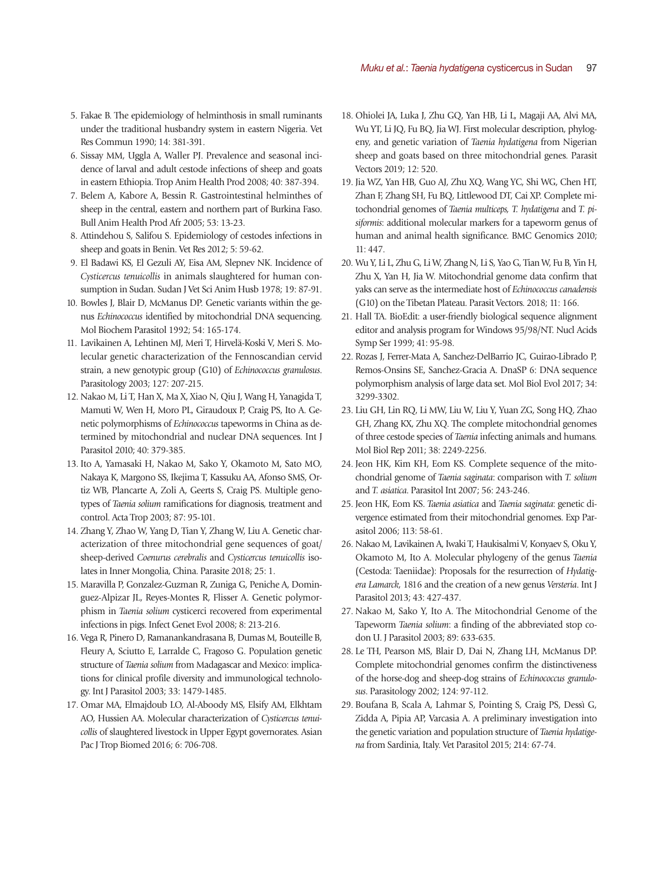5. Fakae B. The epidemiology of helminthosis in small ruminants under the traditional husbandry system in eastern Nigeria. Vet Res Commun 1990; 14: 381-391.
6. Sissay MM, Uggla A, Waller PJ. Prevalence and seasonal incidence of larval and adult cestode infections of sheep and goats in eastern Ethiopia. Trop Anim Health Prod 2008; 40: 387-394.
7. Belem A, Kabore A, Bessin R. Gastrointestinal helminthes of sheep in the central, eastern and northern part of Burkina Faso. Bull Anim Health Prod Afr 2005; 53: 13-23.
8. Attindehou S, Salifou S. Epidemiology of cestodes infections in sheep and goats in Benin. Vet Res 2012; 5: 59-62.
9. El Badawi KS, El Gezuli AY, Eisa AM, Slepnev NK. Incidence of *Cysticercus tenuicollis* in animals slaughtered for human consumption in Sudan. Sudan J Vet Sci Anim Husb 1978; 19: 87-91.
10. Bowles J, Blair D, McManus DP. Genetic variants within the genus *Echinococcus* identified by mitochondrial DNA sequencing. Mol Biochem Parasitol 1992; 54: 165-174.
11. Lavikainen A, Lehtinen MJ, Meri T, Hirvelä-Koski V, Meri S. Molecular genetic characterization of the Fennoscandian cervid strain, a new genotypic group (G10) of *Echinococcus granulosus*. Parasitology 2003; 127: 207-215.
12. Nakao M, Li T, Han X, Ma X, Xiao N, Qiu J, Wang H, Yanagida T, Mamuti W, Wen H, Moro PL, Giraudoux P, Craig PS, Ito A. Genetic polymorphisms of *Echinococcus* tapeworms in China as determined by mitochondrial and nuclear DNA sequences. Int J Parasitol 2010; 40: 379-385.
13. Ito A, Yamasaki H, Nakao M, Sako Y, Okamoto M, Sato MO, Nakaya K, Margono SS, Ikejima T, Kassuku AA, Afonso SMS, Ortiz WB, Plancarte A, Zoli A, Geerts S, Craig PS. Multiple genotypes of *Taenia solium* ramifications for diagnosis, treatment and control. Acta Trop 2003; 87: 95-101.
14. Zhang Y, Zhao W, Yang D, Tian Y, Zhang W, Liu A. Genetic characterization of three mitochondrial gene sequences of goat/sheep-derived *Coenurus cerebralis* and *Cysticercus tenuicollis* isolates in Inner Mongolia, China. Parasite 2018; 25: 1.
15. Maravilla P, Gonzalez-Guzman R, Zuniga G, Peniche A, Dominguez-Alpizar JL, Reyes-Montes R, Flisser A. Genetic polymorphism in *Taenia solium* cysticerci recovered from experimental infections in pigs. Infect Genet Evol 2008; 8: 213-216.
16. Vega R, Pinero D, Ramanankandrasana B, Dumas M, Bouteille B, Fleury A, Sciutto E, Larralde C, Fragoso G. Population genetic structure of *Taenia solium* from Madagascar and Mexico: implications for clinical profile diversity and immunological technology. Int J Parasitol 2003; 33: 1479-1485.
17. Omar MA, Elmajdoub LO, Al-Aboody MS, Elsify AM, Elkhtam AO, Hussien AA. Molecular characterization of *Cysticercus tenuicollis* of slaughtered livestock in Upper Egypt governorates. Asian Pac J Trop Biomed 2016; 6: 706-708.
18. Ohiolei JA, Luka J, Zhu GQ, Yan HB, Li L, Magaji AA, Alvi MA, Wu YT, Li JQ, Fu BQ, Jia WJ. First molecular description, phylogeny, and genetic variation of *Taenia hydatigena* from Nigerian sheep and goats based on three mitochondrial genes. Parasit Vectors 2019; 12: 520.
19. Jia WZ, Yan HB, Guo AJ, Zhu XQ, Wang YC, Shi WG, Chen HT, Zhan F, Zhang SH, Fu BQ, Littlewood DT, Cai XP. Complete mitochondrial genomes of *Taenia multiceps, T. hydatigena* and *T. pisiformis*: additional molecular markers for a tapeworm genus of human and animal health significance. BMC Genomics 2010; 11: 447.
20. Wu Y, Li L, Zhu G, Li W, Zhang N, Li S, Yao G, Tian W, Fu B, Yin H, Zhu X, Yan H, Jia W. Mitochondrial genome data confirm that yaks can serve as the intermediate host of *Echinococcus canadensis* (G10) on the Tibetan Plateau. Parasit Vectors. 2018; 11: 166.
21. Hall TA. BioEdit: a user-friendly biological sequence alignment editor and analysis program for Windows 95/98/NT. Nucl Acids Symp Ser 1999; 41: 95-98.
22. Rozas J, Ferrer-Mata A, Sanchez-DelBarrio JC, Guirao-Librado P, Remos-Onsins SE, Sanchez-Gracia A. DnaSP 6: DNA sequence polymorphism analysis of large data set. Mol Biol Evol 2017; 34: 3299-3302.
23. Liu GH, Lin RQ, Li MW, Liu W, Liu Y, Yuan ZG, Song HQ, Zhao GH, Zhang KX, Zhu XQ. The complete mitochondrial genomes of three cestode species of *Taenia* infecting animals and humans. Mol Biol Rep 2011; 38: 2249-2256.
24. Jeon HK, Kim KH, Eom KS. Complete sequence of the mitochondrial genome of *Taenia saginata*: comparison with *T. solium* and *T. asiatica*. Parasitol Int 2007; 56: 243-246.
25. Jeon HK, Eom KS. *Taenia asiatica* and *Taenia saginata*: genetic divergence estimated from their mitochondrial genomes. Exp Parasitol 2006; 113: 58-61.
26. Nakao M, Lavikainen A, Iwaki T, Haukisalmi V, Konyaev S, Oku Y, Okamoto M, Ito A. Molecular phylogeny of the genus *Taenia* (Cestoda: Taeniidae): Proposals for the resurrection of *Hydatigera Lamarck*, 1816 and the creation of a new genus *Versteria*. Int J Parasitol 2013; 43: 427-437.
27. Nakao M, Sako Y, Ito A. The Mitochondrial Genome of the Tapeworm *Taenia solium*: a finding of the abbreviated stop codon U. J Parasitol 2003; 89: 633-635.
28. Le TH, Pearson MS, Blair D, Dai N, Zhang LH, McManus DP. Complete mitochondrial genomes confirm the distinctiveness of the horse-dog and sheep-dog strains of *Echinococcus granulosus*. Parasitology 2002; 124: 97-112.
29. Boufana B, Scala A, Lahmar S, Pointing S, Craig PS, Dessì G, Zidda A, Pipia AP, Varcasia A. A preliminary investigation into the genetic variation and population structure of *Taenia hydatigena* from Sardinia, Italy. Vet Parasitol 2015; 214: 67-74.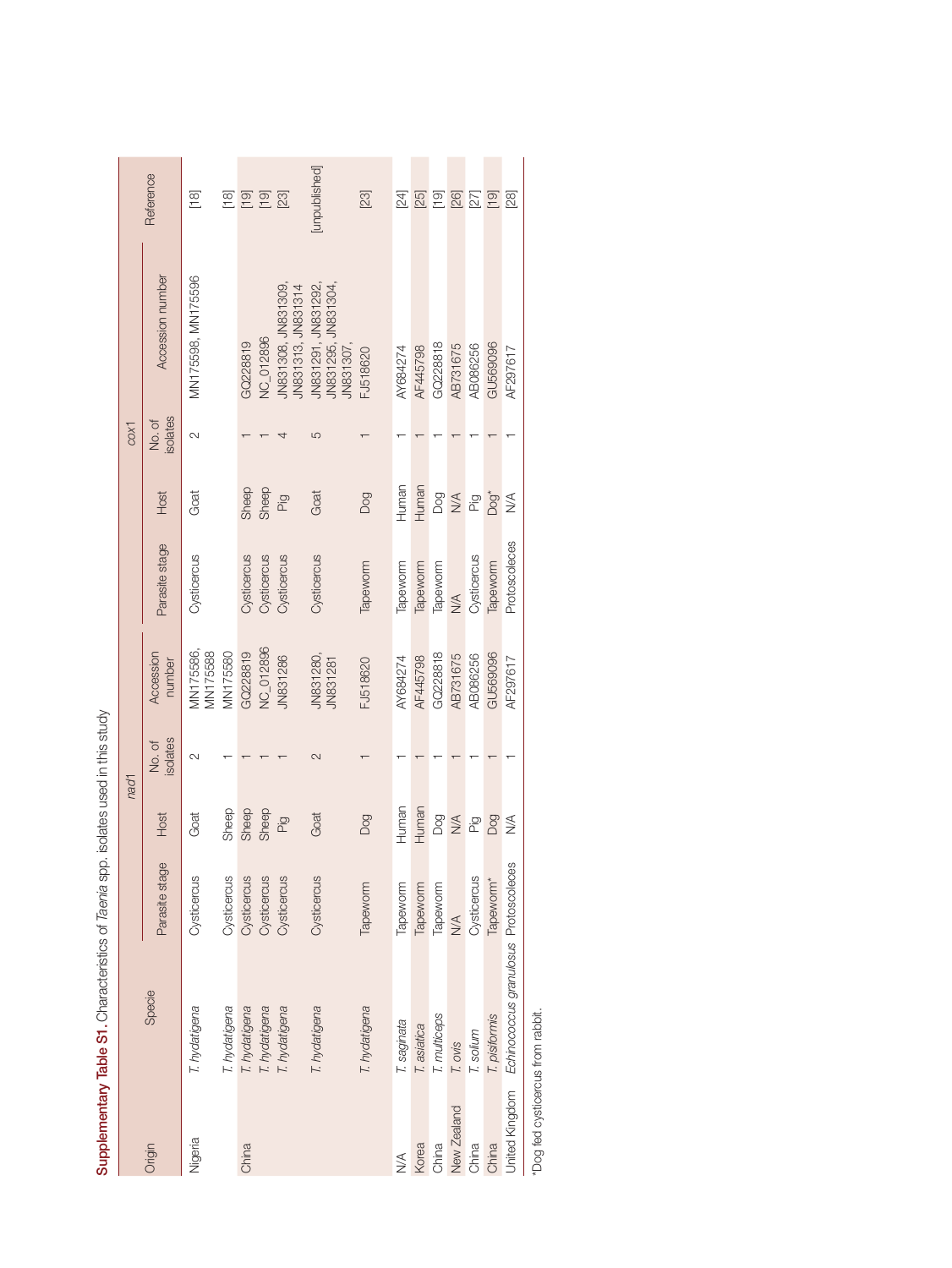**Supplementary Table S1.** Characteristics of *Taenia* spp. isolates used in this study

| Origin | Specie | *nad1* | | | | *cox1* | | | | Reference |
|---|---|---|---|---|---|---|---|---|---|---|
| | | Parasite stage | Host | No. of isolates | Accession number | Parasite stage | Host | No. of isolates | Accession number | |
| Nigeria | *T. hydatigena* | Cysticercus | Goat | 2 | MN175586, MN175588 | Cysticercus | Goat | 2 | MN175598, MN175596 | [18] |
| | *T. hydatigena* | Cysticercus | Sheep | 1 | MN175580 | | | | | [18] |
| China | *T. hydatigena* | Cysticercus | Sheep | 1 | GQ228819 | Cysticercus | Sheep | 1 | GQ228819 | [19] |
| | *T. hydatigena* | Cysticercus | Sheep | 1 | NC_012896 | Cysticercus | Sheep | 1 | NC_012896 | [19] |
| | *T. hydatigena* | Cysticercus | Pig | 1 | JN831286 | Cysticercus | Pig | 4 | JN831308, JN831309, JN831313, JN831314 | [23] |
| | *T. hydatigena* | Cysticercus | Goat | 2 | JN831280, JN831281 | Cysticercus | Goat | 5 | JN831291, JN831292, JN831295, JN831304, JN831307, | [unpublished] |
| | *T. hydatigena* | Tapeworm | Dog | 1 | FJ518620 | Tapeworm | Dog | 1 | FJ518620 | [23] |
| N/A | *T. saginata* | Tapeworm | Human | 1 | AY684274 | Tapeworm | Human | 1 | AY684274 | [24] |
| Korea | *T. asiatica* | Tapeworm | Human | 1 | AF445798 | Tapeworm | Human | 1 | AF445798 | [25] |
| China | *T. multiceps* | Tapeworm | Dog | 1 | GQ228818 | Tapeworm | Dog | 1 | GQ228818 | [19] |
| New Zealand | *T. ovis* | N/A | N/A | 1 | AB731675 | N/A | N/A | 1 | AB731675 | [26] |
| China | *T. solium* | Cysticercus | Pig | 1 | AB086256 | Cysticercus | Pig | 1 | AB086256 | [27] |
| China | *T. pisiformis* | Tapeworm* | Dog | 1 | GU569096 | Tapeworm | Dog* | 1 | GU569096 | [19] |
| United Kingdom | *Echinococcus granulosus* | Protoscoleces | N/A | 1 | AF297617 | Protoscoleces | N/A | 1 | AF297617 | [28] |

*Dog fed cysticercus from rabbit.